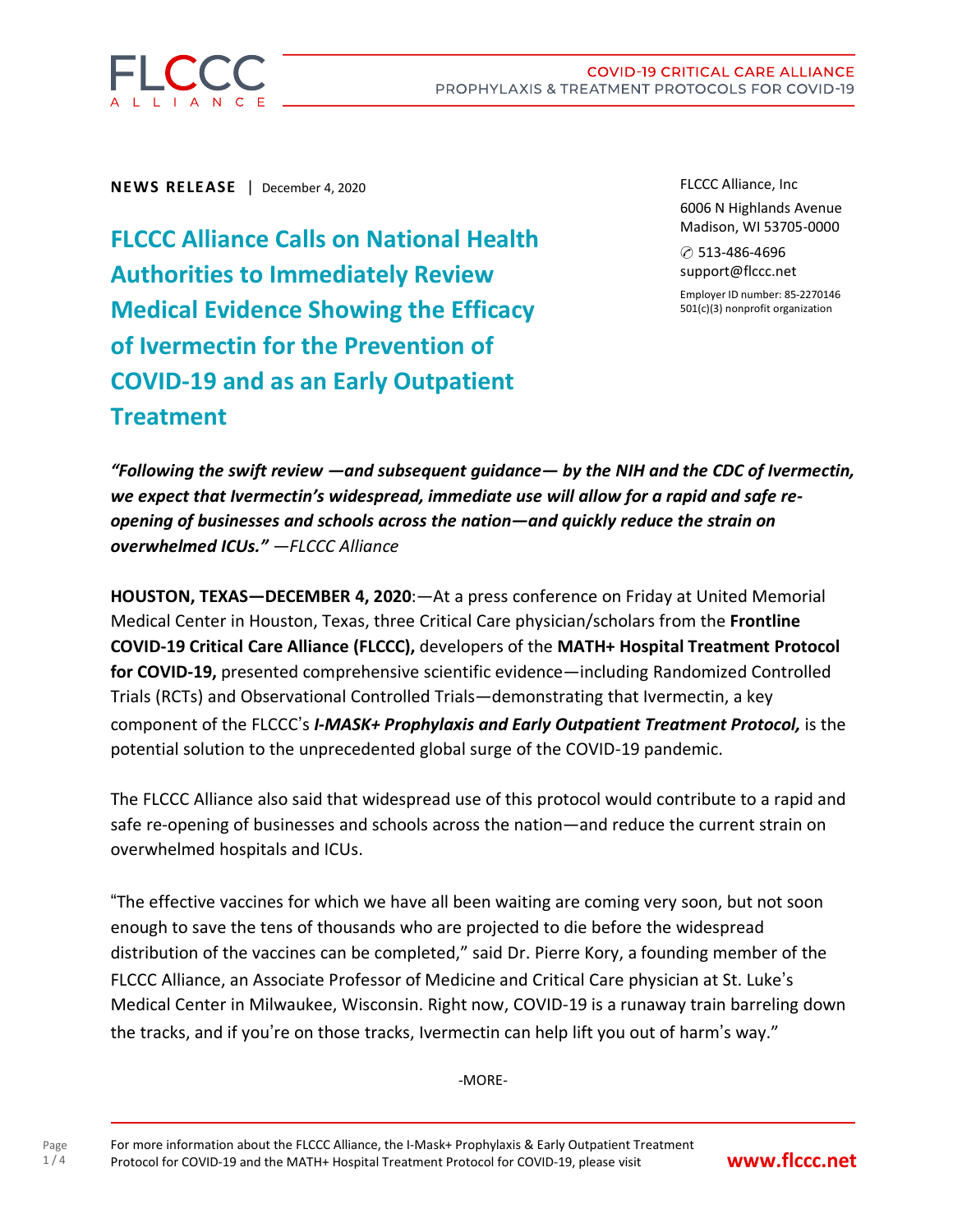**NEWS RELEASE** | December 4, 2020

FLCCC Alliance, Inc
6006 N Highlands Avenue
Madison, WI 53705-0000
513-486-4696
support@flccc.net
Employer ID number: 85-2270146
501(c)(3) nonprofit organization

# FLCCC Alliance Calls on National Health Authorities to Immediately Review Medical Evidence Showing the Efficacy of Ivermectin for the Prevention of COVID-19 and as an Early Outpatient Treatment

***"Following the swift review —and subsequent guidance— by the NIH and the CDC of Ivermectin, we expect that Ivermectin's widespread, immediate use will allow for a rapid and safe re-opening of businesses and schools across the nation—and quickly reduce the strain on overwhelmed ICUs."*** *—FLCCC Alliance*

**HOUSTON, TEXAS—DECEMBER 4, 2020**:—At a press conference on Friday at United Memorial Medical Center in Houston, Texas, three Critical Care physician/scholars from the **Frontline COVID-19 Critical Care Alliance (FLCCC),** developers of the **MATH+ Hospital Treatment Protocol for COVID-19,** presented comprehensive scientific evidence—including Randomized Controlled Trials (RCTs) and Observational Controlled Trials—demonstrating that Ivermectin, a key component of the FLCCC's ***I-MASK+ Prophylaxis and Early Outpatient Treatment Protocol,*** is the potential solution to the unprecedented global surge of the COVID-19 pandemic.

The FLCCC Alliance also said that widespread use of this protocol would contribute to a rapid and safe re-opening of businesses and schools across the nation—and reduce the current strain on overwhelmed hospitals and ICUs.

"The effective vaccines for which we have all been waiting are coming very soon, but not soon enough to save the tens of thousands who are projected to die before the widespread distribution of the vaccines can be completed," said Dr. Pierre Kory, a founding member of the FLCCC Alliance, an Associate Professor of Medicine and Critical Care physician at St. Luke's Medical Center in Milwaukee, Wisconsin. Right now, COVID-19 is a runaway train barreling down the tracks, and if you're on those tracks, Ivermectin can help lift you out of harm's way."

-MORE-

For more information about the FLCCC Alliance, the I-Mask+ Prophylaxis & Early Outpatient Treatment Protocol for COVID-19 and the MATH+ Hospital Treatment Protocol for COVID-19, please visit **www.flccc.net**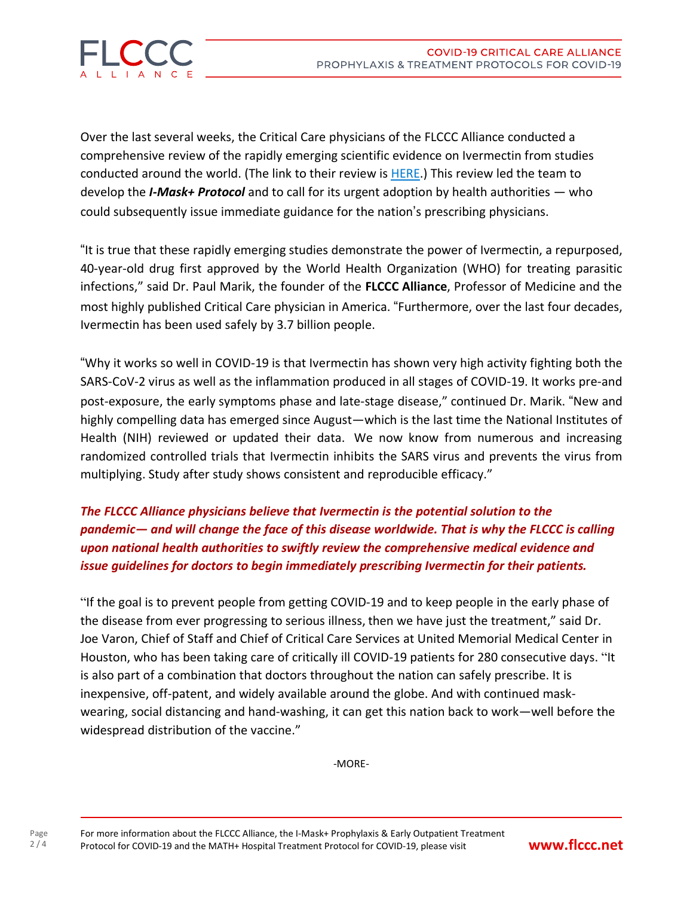Over the last several weeks, the Critical Care physicians of the FLCCC Alliance conducted a comprehensive review of the rapidly emerging scientific evidence on Ivermectin from studies conducted around the world. (The link to their review is HERE.) This review led the team to develop the ***I-Mask+ Protocol*** and to call for its urgent adoption by health authorities — who could subsequently issue immediate guidance for the nation's prescribing physicians.

"It is true that these rapidly emerging studies demonstrate the power of Ivermectin, a repurposed, 40-year-old drug first approved by the World Health Organization (WHO) for treating parasitic infections," said Dr. Paul Marik, the founder of the **FLCCC Alliance**, Professor of Medicine and the most highly published Critical Care physician in America. "Furthermore, over the last four decades, Ivermectin has been used safely by 3.7 billion people.

"Why it works so well in COVID-19 is that Ivermectin has shown very high activity fighting both the SARS-CoV-2 virus as well as the inflammation produced in all stages of COVID-19. It works pre-and post-exposure, the early symptoms phase and late-stage disease," continued Dr. Marik. "New and highly compelling data has emerged since August—which is the last time the National Institutes of Health (NIH) reviewed or updated their data. We now know from numerous and increasing randomized controlled trials that Ivermectin inhibits the SARS virus and prevents the virus from multiplying. Study after study shows consistent and reproducible efficacy."

***The FLCCC Alliance physicians believe that Ivermectin is the potential solution to the pandemic— and will change the face of this disease worldwide. That is why the FLCCC is calling upon national health authorities to swiftly review the comprehensive medical evidence and issue guidelines for doctors to begin immediately prescribing Ivermectin for their patients.***

"If the goal is to prevent people from getting COVID-19 and to keep people in the early phase of the disease from ever progressing to serious illness, then we have just the treatment," said Dr. Joe Varon, Chief of Staff and Chief of Critical Care Services at United Memorial Medical Center in Houston, who has been taking care of critically ill COVID-19 patients for 280 consecutive days. "It is also part of a combination that doctors throughout the nation can safely prescribe. It is inexpensive, off-patent, and widely available around the globe. And with continued mask-wearing, social distancing and hand-washing, it can get this nation back to work—well before the widespread distribution of the vaccine."

-MORE-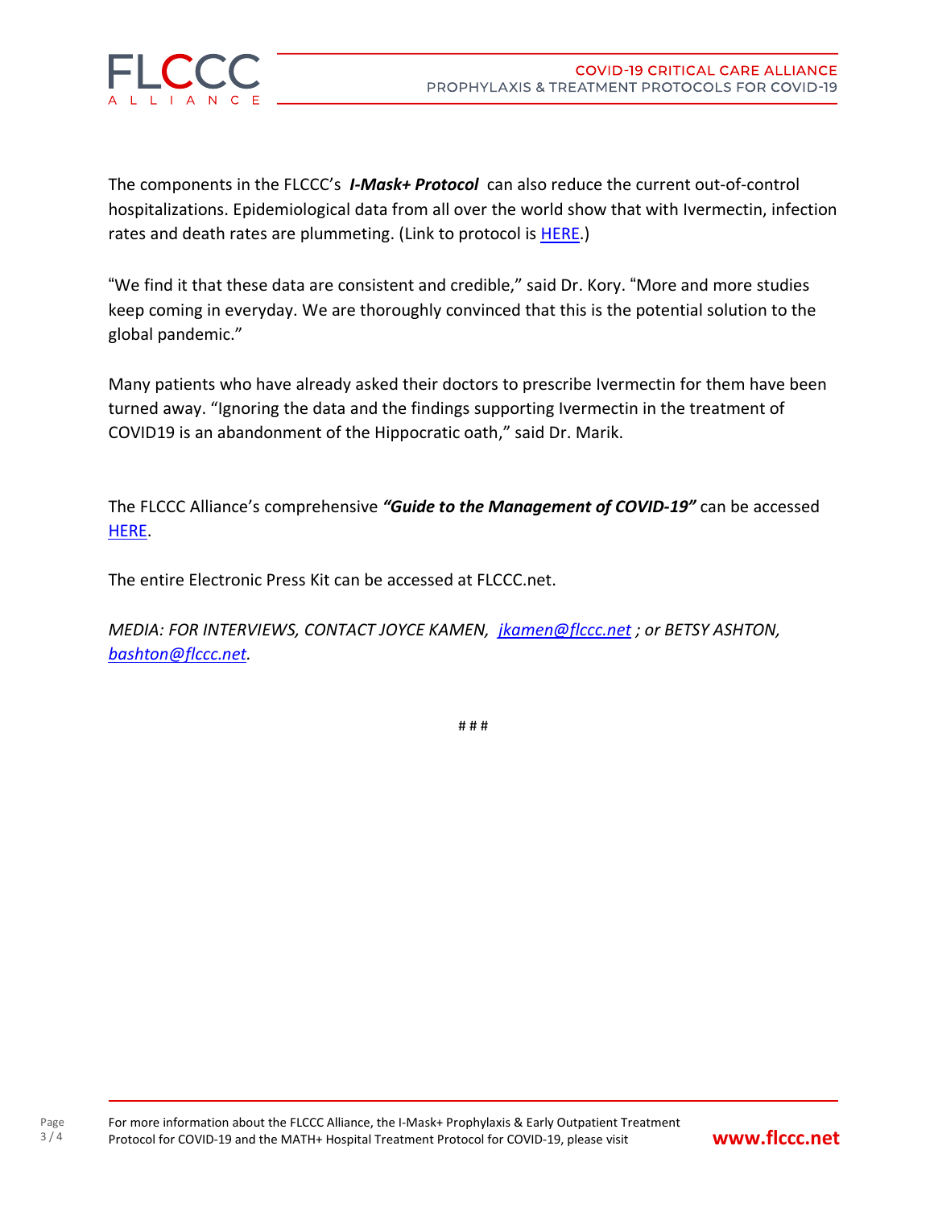The components in the FLCCC's ***I-Mask+ Protocol*** can also reduce the current out-of-control hospitalizations. Epidemiological data from all over the world show that with Ivermectin, infection rates and death rates are plummeting. (Link to protocol is [HERE](#).)

"We find it that these data are consistent and credible," said Dr. Kory. "More and more studies keep coming in everyday. We are thoroughly convinced that this is the potential solution to the global pandemic."

Many patients who have already asked their doctors to prescribe Ivermectin for them have been turned away. "Ignoring the data and the findings supporting Ivermectin in the treatment of COVID19 is an abandonment of the Hippocratic oath," said Dr. Marik.

The FLCCC Alliance's comprehensive ***"Guide to the Management of COVID-19"*** can be accessed [HERE](#).

The entire Electronic Press Kit can be accessed at FLCCC.net.

*MEDIA: FOR INTERVIEWS, CONTACT JOYCE KAMEN, [jkamen@flccc.net](mailto:jkamen@flccc.net) ; or BETSY ASHTON, [bashton@flccc.net](mailto:bashton@flccc.net).*

# # #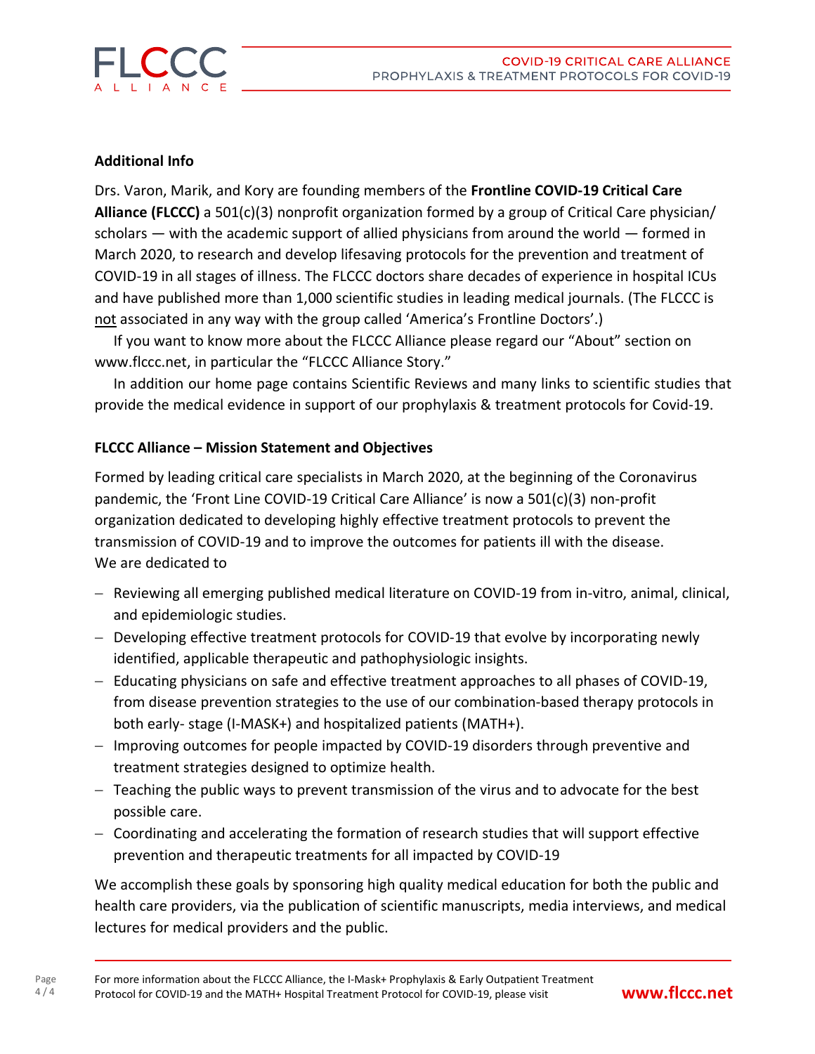**Additional Info**

Drs. Varon, Marik, and Kory are founding members of the **Frontline COVID-19 Critical Care Alliance (FLCCC)** a 501(c)(3) nonprofit organization formed by a group of Critical Care physician/ scholars — with the academic support of allied physicians from around the world — formed in March 2020, to research and develop lifesaving protocols for the prevention and treatment of COVID-19 in all stages of illness. The FLCCC doctors share decades of experience in hospital ICUs and have published more than 1,000 scientific studies in leading medical journals. (The FLCCC is not associated in any way with the group called 'America's Frontline Doctors'.)

If you want to know more about the FLCCC Alliance please regard our "About" section on www.flccc.net, in particular the "FLCCC Alliance Story."

In addition our home page contains Scientific Reviews and many links to scientific studies that provide the medical evidence in support of our prophylaxis & treatment protocols for Covid-19.

**FLCCC Alliance – Mission Statement and Objectives**

Formed by leading critical care specialists in March 2020, at the beginning of the Coronavirus pandemic, the 'Front Line COVID-19 Critical Care Alliance' is now a 501(c)(3) non-profit organization dedicated to developing highly effective treatment protocols to prevent the transmission of COVID-19 and to improve the outcomes for patients ill with the disease.
We are dedicated to

- Reviewing all emerging published medical literature on COVID-19 from in-vitro, animal, clinical, and epidemiologic studies.
- Developing effective treatment protocols for COVID-19 that evolve by incorporating newly identified, applicable therapeutic and pathophysiologic insights.
- Educating physicians on safe and effective treatment approaches to all phases of COVID-19, from disease prevention strategies to the use of our combination-based therapy protocols in both early- stage (I-MASK+) and hospitalized patients (MATH+).
- Improving outcomes for people impacted by COVID-19 disorders through preventive and treatment strategies designed to optimize health.
- Teaching the public ways to prevent transmission of the virus and to advocate for the best possible care.
- Coordinating and accelerating the formation of research studies that will support effective prevention and therapeutic treatments for all impacted by COVID-19

We accomplish these goals by sponsoring high quality medical education for both the public and health care providers, via the publication of scientific manuscripts, media interviews, and medical lectures for medical providers and the public.